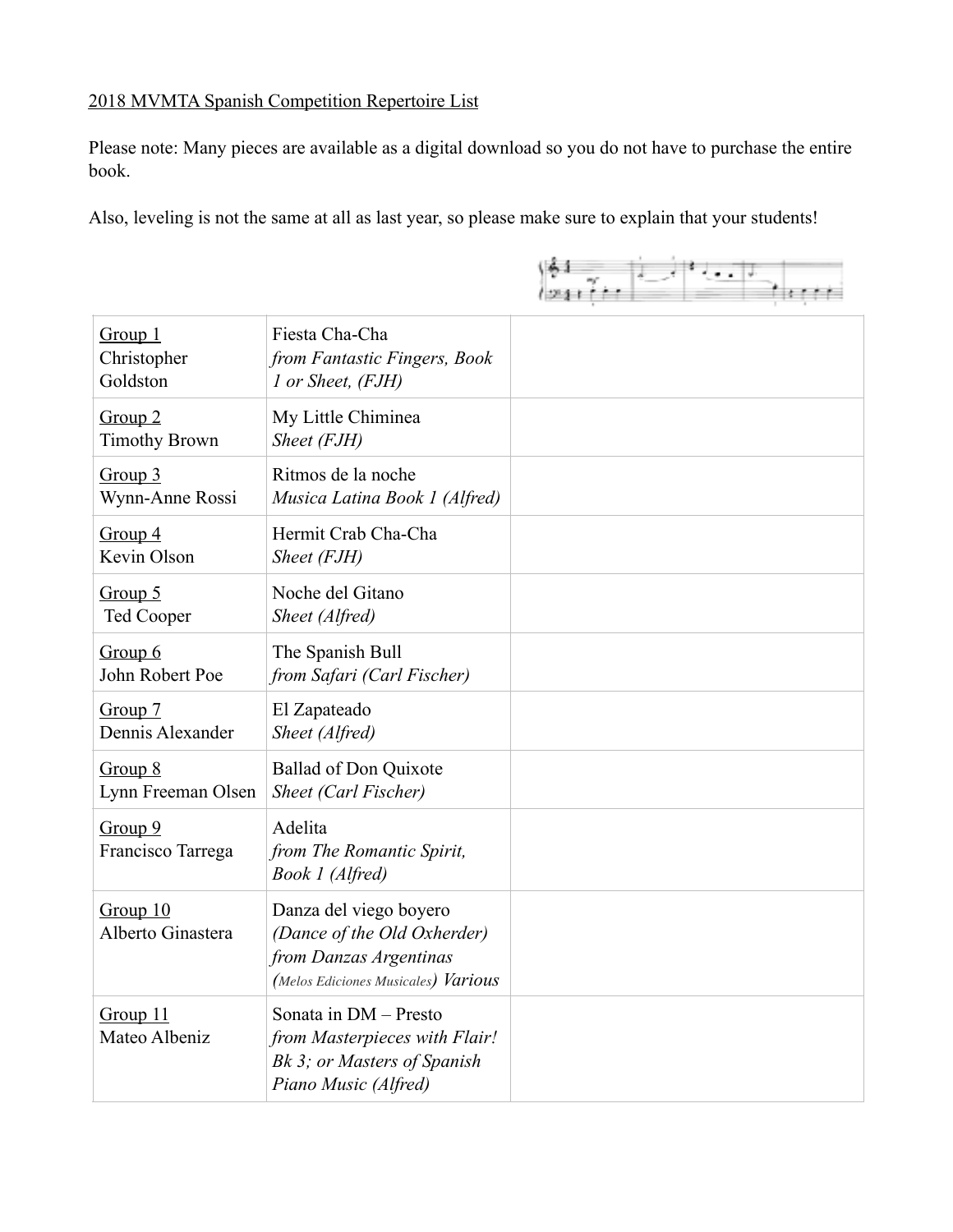2018 MVMTA Spanish Competition Repertoire List

Please note: Many pieces are available as a digital download so you do not have to purchase the entire book.

Also, leveling is not the same at all as last year, so please make sure to explain that your students!

| | | |
|---|---|---|
| Group 1<br>Christopher Goldston | Fiesta Cha-Cha<br>*from Fantastic Fingers, Book 1 or Sheet, (FJH)* | |
| Group 2<br>Timothy Brown | My Little Chiminea<br>*Sheet (FJH)* | |
| Group 3<br>Wynn-Anne Rossi | Ritmos de la noche<br>*Musica Latina Book 1 (Alfred)* | |
| Group 4<br>Kevin Olson | Hermit Crab Cha-Cha<br>*Sheet (FJH)* | |
| Group 5<br>Ted Cooper | Noche del Gitano<br>*Sheet (Alfred)* | |
| Group 6<br>John Robert Poe | The Spanish Bull<br>*from Safari (Carl Fischer)* | |
| Group 7<br>Dennis Alexander | El Zapateado<br>*Sheet (Alfred)* | |
| Group 8<br>Lynn Freeman Olsen | Ballad of Don Quixote<br>*Sheet (Carl Fischer)* | |
| Group 9<br>Francisco Tarrega | Adelita<br>*from The Romantic Spirit, Book 1 (Alfred)* | |
| Group 10<br>Alberto Ginastera | Danza del viego boyero<br>*(Dance of the Old Oxherder) from Danzas Argentinas (Melos Ediciones Musicales) Various* | |
| Group 11<br>Mateo Albeniz | Sonata in DM – Presto<br>*from Masterpieces with Flair! Bk 3; or Masters of Spanish Piano Music (Alfred)* | |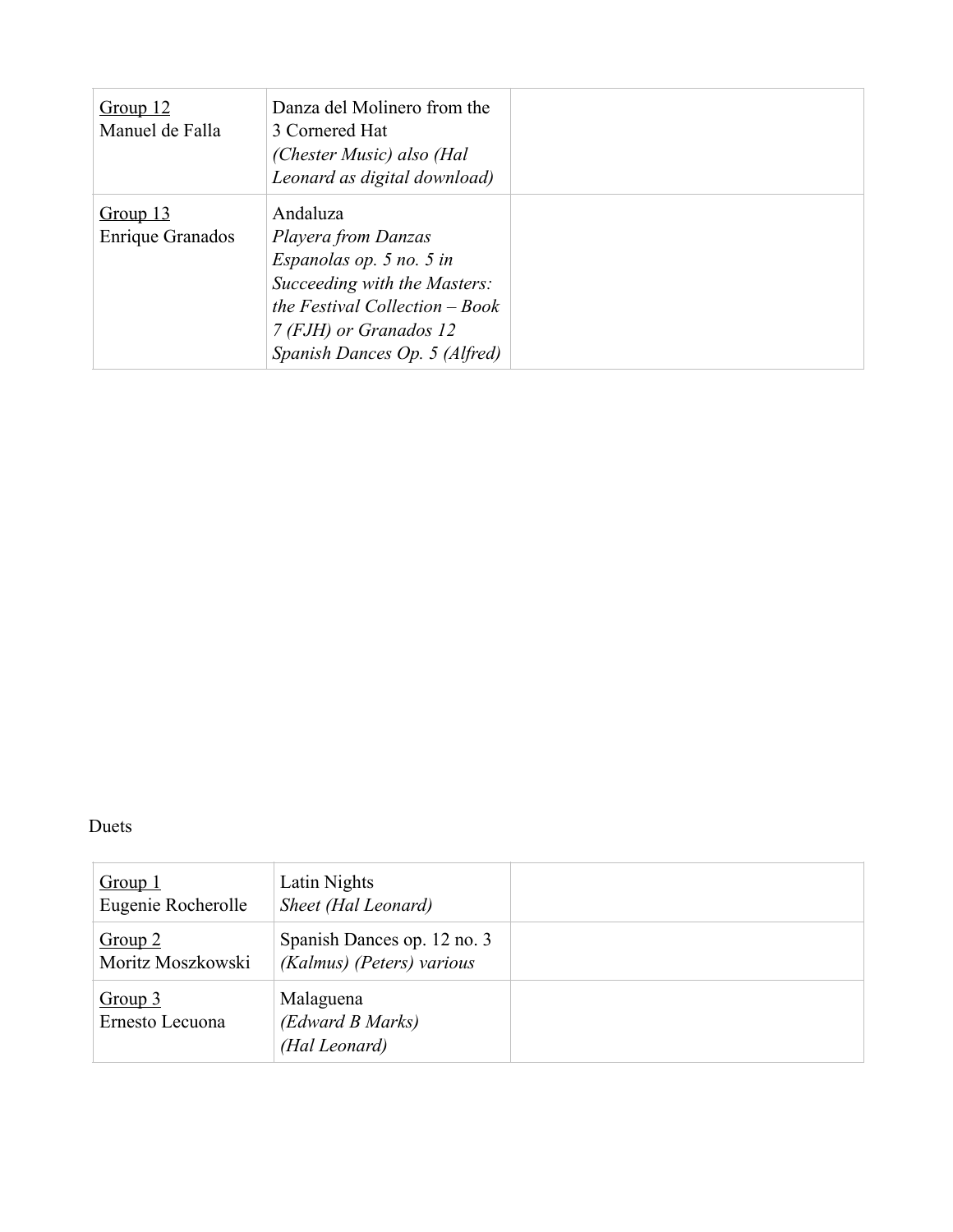| | | |
|---|---|---|
| <u>Group 12</u><br>Manuel de Falla | Danza del Molinero from the 3 Cornered Hat<br>*(Chester Music) also (Hal Leonard as digital download)* | |
| <u>Group 13</u><br>Enrique Granados | Andaluza<br>*Playera from Danzas Espanolas op. 5 no. 5 in Succeeding with the Masters: the Festival Collection – Book 7 (FJH) or Granados 12 Spanish Dances Op. 5 (Alfred)* | |

Duets

| | | |
|---|---|---|
| <u>Group 1</u><br>Eugenie Rocherolle | Latin Nights<br>*Sheet (Hal Leonard)* | |
| <u>Group 2</u><br>Moritz Moszkowski | Spanish Dances op. 12 no. 3<br>*(Kalmus) (Peters) various* | |
| <u>Group 3</u><br>Ernesto Lecuona | Malaguena<br>*(Edward B Marks)*<br>*(Hal Leonard)* | |